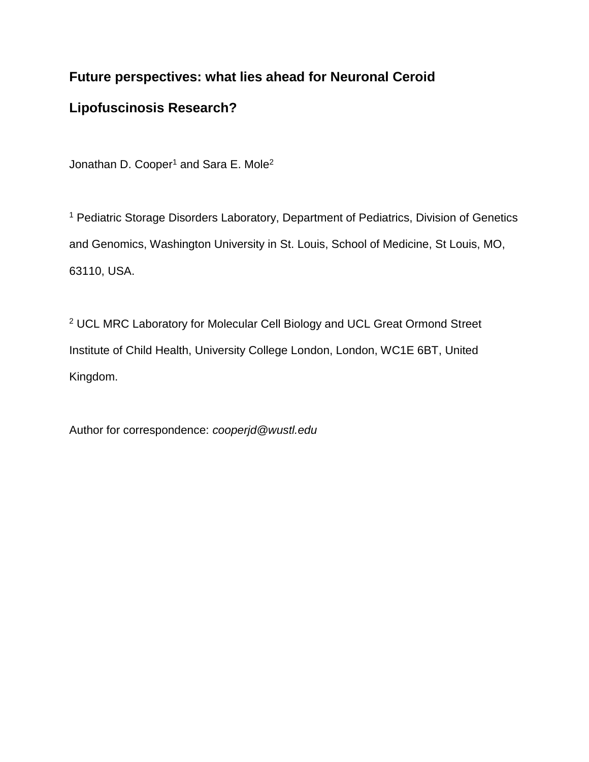# Future perspectives: what lies ahead for Neuronal Ceroid Lipofuscinosis Research?

Jonathan D. Cooper[1] and Sara E. Mole[2]

[1] Pediatric Storage Disorders Laboratory, Department of Pediatrics, Division of Genetics and Genomics, Washington University in St. Louis, School of Medicine, St Louis, MO, 63110, USA.

[2] UCL MRC Laboratory for Molecular Cell Biology and UCL Great Ormond Street Institute of Child Health, University College London, London, WC1E 6BT, United Kingdom.

Author for correspondence: *cooperjd@wustl.edu*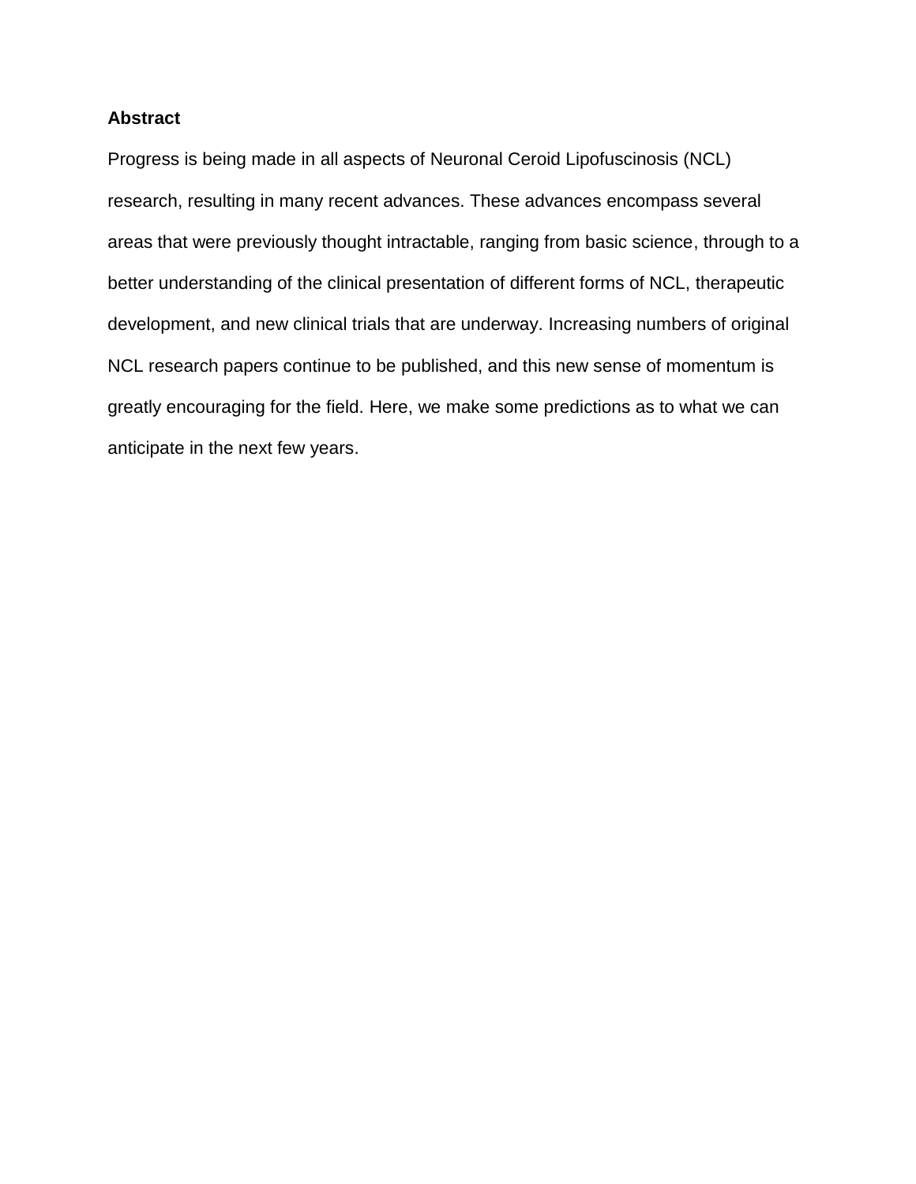## Abstract

Progress is being made in all aspects of Neuronal Ceroid Lipofuscinosis (NCL) research, resulting in many recent advances. These advances encompass several areas that were previously thought intractable, ranging from basic science, through to a better understanding of the clinical presentation of different forms of NCL, therapeutic development, and new clinical trials that are underway. Increasing numbers of original NCL research papers continue to be published, and this new sense of momentum is greatly encouraging for the field. Here, we make some predictions as to what we can anticipate in the next few years.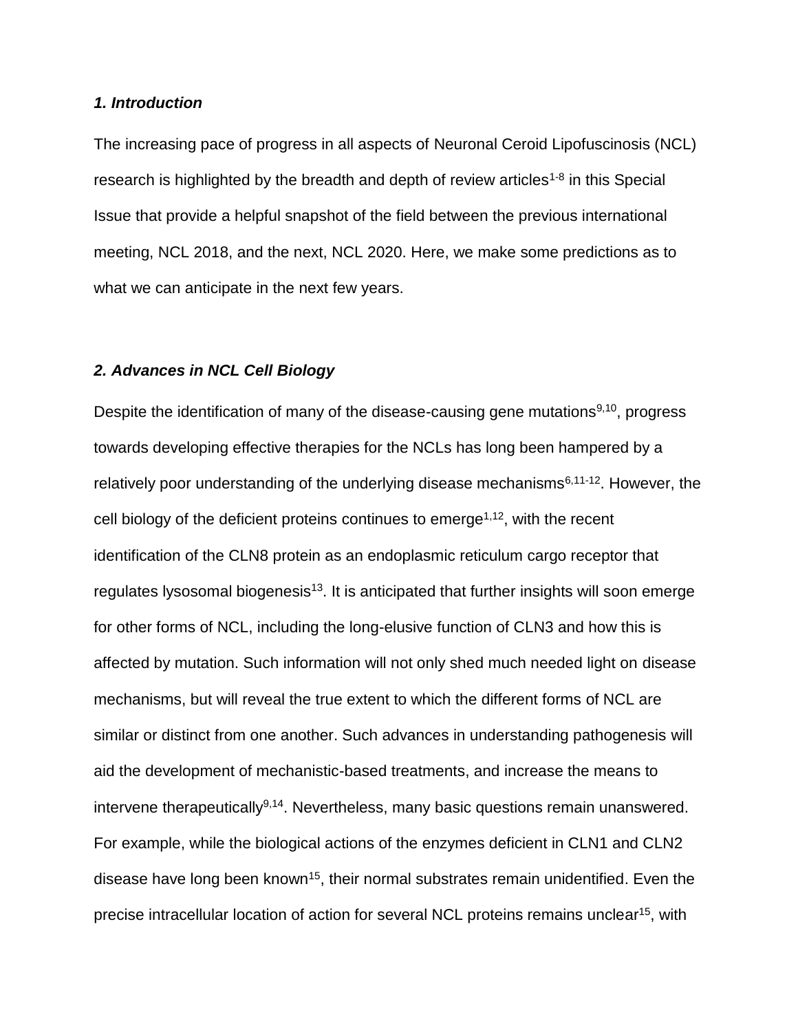### *1. Introduction*

The increasing pace of progress in all aspects of Neuronal Ceroid Lipofuscinosis (NCL) research is highlighted by the breadth and depth of review articles[1-8] in this Special Issue that provide a helpful snapshot of the field between the previous international meeting, NCL 2018, and the next, NCL 2020. Here, we make some predictions as to what we can anticipate in the next few years.

### *2. Advances in NCL Cell Biology*

Despite the identification of many of the disease-causing gene mutations[9,10], progress towards developing effective therapies for the NCLs has long been hampered by a relatively poor understanding of the underlying disease mechanisms[6,11-12]. However, the cell biology of the deficient proteins continues to emerge[1,12], with the recent identification of the CLN8 protein as an endoplasmic reticulum cargo receptor that regulates lysosomal biogenesis[13]. It is anticipated that further insights will soon emerge for other forms of NCL, including the long-elusive function of CLN3 and how this is affected by mutation. Such information will not only shed much needed light on disease mechanisms, but will reveal the true extent to which the different forms of NCL are similar or distinct from one another. Such advances in understanding pathogenesis will aid the development of mechanistic-based treatments, and increase the means to intervene therapeutically[9,14]. Nevertheless, many basic questions remain unanswered. For example, while the biological actions of the enzymes deficient in CLN1 and CLN2 disease have long been known[15], their normal substrates remain unidentified. Even the precise intracellular location of action for several NCL proteins remains unclear[15], with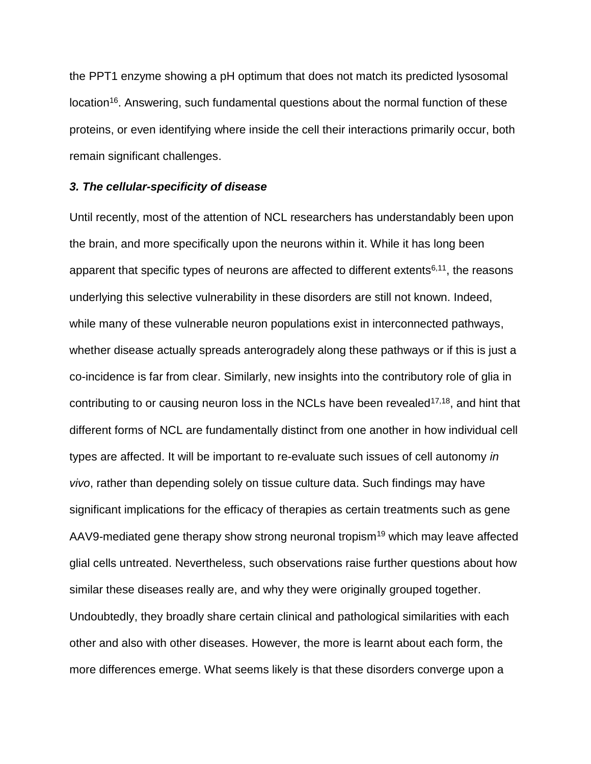the PPT1 enzyme showing a pH optimum that does not match its predicted lysosomal location[16]. Answering, such fundamental questions about the normal function of these proteins, or even identifying where inside the cell their interactions primarily occur, both remain significant challenges.

### *3. The cellular-specificity of disease*

Until recently, most of the attention of NCL researchers has understandably been upon the brain, and more specifically upon the neurons within it. While it has long been apparent that specific types of neurons are affected to different extents[6,11], the reasons underlying this selective vulnerability in these disorders are still not known. Indeed, while many of these vulnerable neuron populations exist in interconnected pathways, whether disease actually spreads anterogradely along these pathways or if this is just a co-incidence is far from clear. Similarly, new insights into the contributory role of glia in contributing to or causing neuron loss in the NCLs have been revealed[17,18], and hint that different forms of NCL are fundamentally distinct from one another in how individual cell types are affected. It will be important to re-evaluate such issues of cell autonomy *in vivo*, rather than depending solely on tissue culture data. Such findings may have significant implications for the efficacy of therapies as certain treatments such as gene AAV9-mediated gene therapy show strong neuronal tropism[19] which may leave affected glial cells untreated. Nevertheless, such observations raise further questions about how similar these diseases really are, and why they were originally grouped together. Undoubtedly, they broadly share certain clinical and pathological similarities with each other and also with other diseases. However, the more is learnt about each form, the more differences emerge. What seems likely is that these disorders converge upon a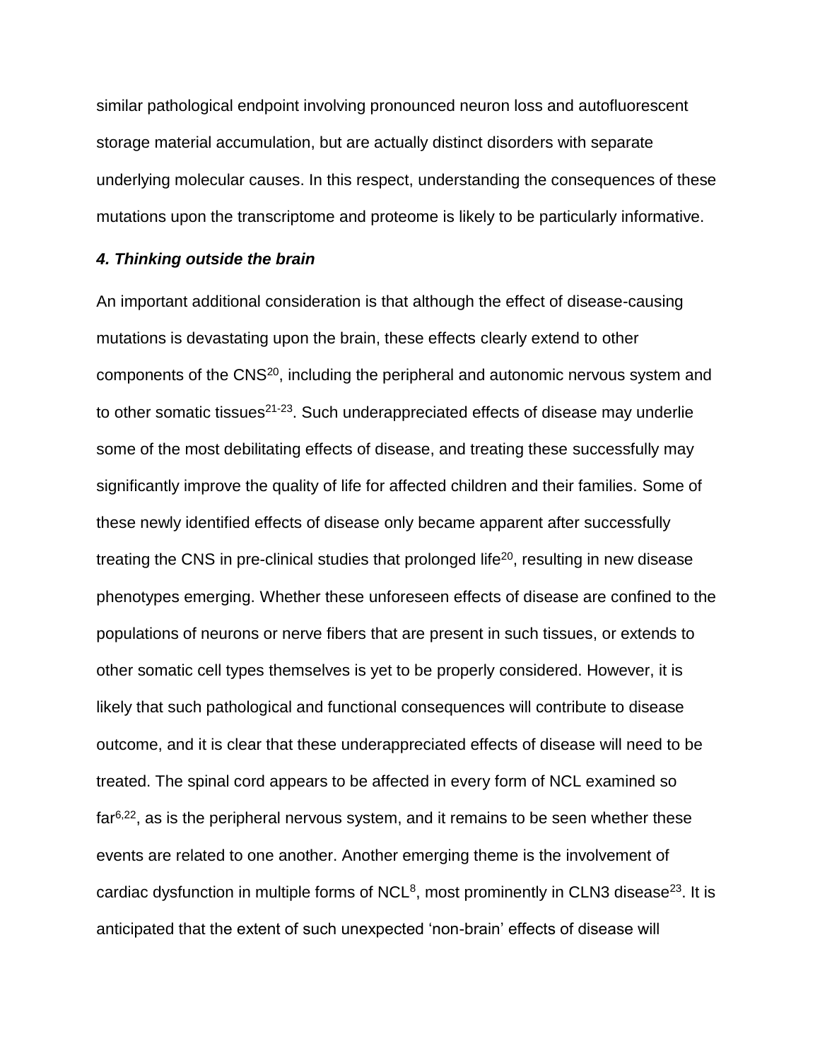similar pathological endpoint involving pronounced neuron loss and autofluorescent storage material accumulation, but are actually distinct disorders with separate underlying molecular causes. In this respect, understanding the consequences of these mutations upon the transcriptome and proteome is likely to be particularly informative.

***4. Thinking outside the brain***

An important additional consideration is that although the effect of disease-causing mutations is devastating upon the brain, these effects clearly extend to other components of the CNS[20], including the peripheral and autonomic nervous system and to other somatic tissues[21-23]. Such underappreciated effects of disease may underlie some of the most debilitating effects of disease, and treating these successfully may significantly improve the quality of life for affected children and their families. Some of these newly identified effects of disease only became apparent after successfully treating the CNS in pre-clinical studies that prolonged life[20], resulting in new disease phenotypes emerging. Whether these unforeseen effects of disease are confined to the populations of neurons or nerve fibers that are present in such tissues, or extends to other somatic cell types themselves is yet to be properly considered. However, it is likely that such pathological and functional consequences will contribute to disease outcome, and it is clear that these underappreciated effects of disease will need to be treated. The spinal cord appears to be affected in every form of NCL examined so far[6,22], as is the peripheral nervous system, and it remains to be seen whether these events are related to one another. Another emerging theme is the involvement of cardiac dysfunction in multiple forms of NCL[8], most prominently in CLN3 disease[23]. It is anticipated that the extent of such unexpected 'non-brain' effects of disease will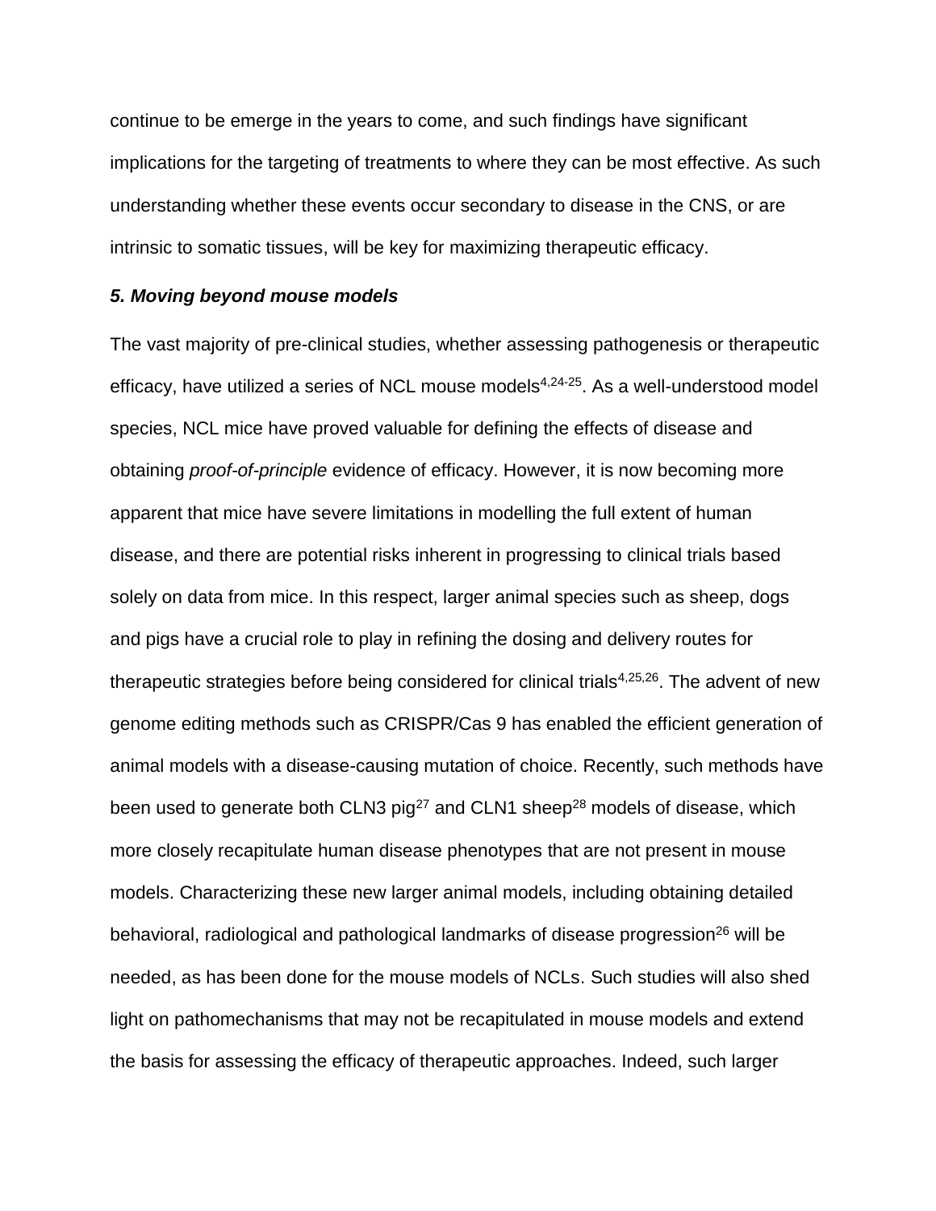continue to be emerge in the years to come, and such findings have significant implications for the targeting of treatments to where they can be most effective. As such understanding whether these events occur secondary to disease in the CNS, or are intrinsic to somatic tissues, will be key for maximizing therapeutic efficacy.

### *5. Moving beyond mouse models*

The vast majority of pre-clinical studies, whether assessing pathogenesis or therapeutic efficacy, have utilized a series of NCL mouse models[4,24-25]. As a well-understood model species, NCL mice have proved valuable for defining the effects of disease and obtaining *proof-of-principle* evidence of efficacy. However, it is now becoming more apparent that mice have severe limitations in modelling the full extent of human disease, and there are potential risks inherent in progressing to clinical trials based solely on data from mice. In this respect, larger animal species such as sheep, dogs and pigs have a crucial role to play in refining the dosing and delivery routes for therapeutic strategies before being considered for clinical trials[4,25,26]. The advent of new genome editing methods such as CRISPR/Cas 9 has enabled the efficient generation of animal models with a disease-causing mutation of choice. Recently, such methods have been used to generate both CLN3 pig[27] and CLN1 sheep[28] models of disease, which more closely recapitulate human disease phenotypes that are not present in mouse models. Characterizing these new larger animal models, including obtaining detailed behavioral, radiological and pathological landmarks of disease progression[26] will be needed, as has been done for the mouse models of NCLs. Such studies will also shed light on pathomechanisms that may not be recapitulated in mouse models and extend the basis for assessing the efficacy of therapeutic approaches. Indeed, such larger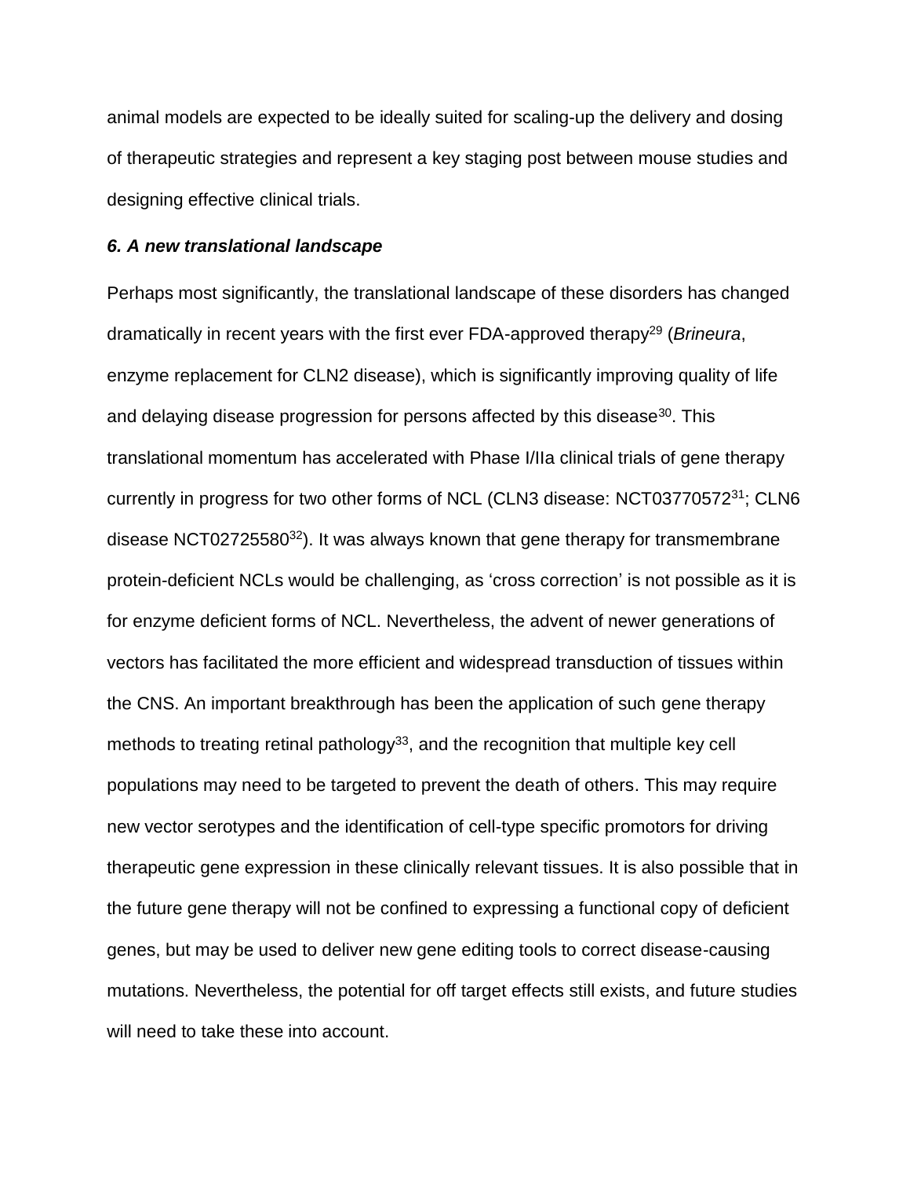animal models are expected to be ideally suited for scaling-up the delivery and dosing of therapeutic strategies and represent a key staging post between mouse studies and designing effective clinical trials.

### *6. A new translational landscape*

Perhaps most significantly, the translational landscape of these disorders has changed dramatically in recent years with the first ever FDA-approved therapy[29] (*Brineura*, enzyme replacement for CLN2 disease), which is significantly improving quality of life and delaying disease progression for persons affected by this disease[30]. This translational momentum has accelerated with Phase I/IIa clinical trials of gene therapy currently in progress for two other forms of NCL (CLN3 disease: NCT03770572[31]; CLN6 disease NCT02725580[32]). It was always known that gene therapy for transmembrane protein-deficient NCLs would be challenging, as 'cross correction' is not possible as it is for enzyme deficient forms of NCL. Nevertheless, the advent of newer generations of vectors has facilitated the more efficient and widespread transduction of tissues within the CNS. An important breakthrough has been the application of such gene therapy methods to treating retinal pathology[33], and the recognition that multiple key cell populations may need to be targeted to prevent the death of others. This may require new vector serotypes and the identification of cell-type specific promotors for driving therapeutic gene expression in these clinically relevant tissues. It is also possible that in the future gene therapy will not be confined to expressing a functional copy of deficient genes, but may be used to deliver new gene editing tools to correct disease-causing mutations. Nevertheless, the potential for off target effects still exists, and future studies will need to take these into account.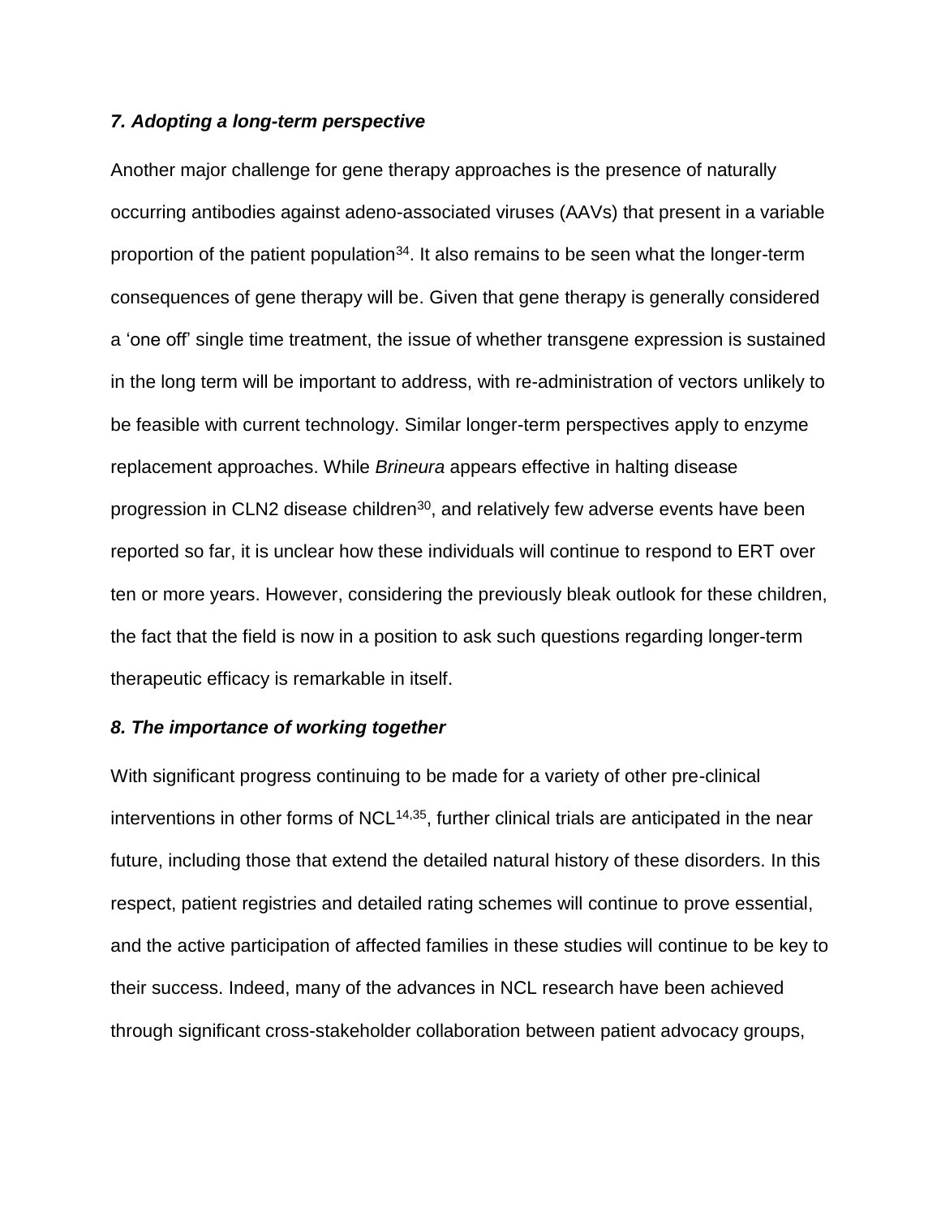### *7. Adopting a long-term perspective*

Another major challenge for gene therapy approaches is the presence of naturally occurring antibodies against adeno-associated viruses (AAVs) that present in a variable proportion of the patient population[34]. It also remains to be seen what the longer-term consequences of gene therapy will be. Given that gene therapy is generally considered a 'one off' single time treatment, the issue of whether transgene expression is sustained in the long term will be important to address, with re-administration of vectors unlikely to be feasible with current technology. Similar longer-term perspectives apply to enzyme replacement approaches. While *Brineura* appears effective in halting disease progression in CLN2 disease children[30], and relatively few adverse events have been reported so far, it is unclear how these individuals will continue to respond to ERT over ten or more years. However, considering the previously bleak outlook for these children, the fact that the field is now in a position to ask such questions regarding longer-term therapeutic efficacy is remarkable in itself.

### *8. The importance of working together*

With significant progress continuing to be made for a variety of other pre-clinical interventions in other forms of NCL[14,35], further clinical trials are anticipated in the near future, including those that extend the detailed natural history of these disorders. In this respect, patient registries and detailed rating schemes will continue to prove essential, and the active participation of affected families in these studies will continue to be key to their success. Indeed, many of the advances in NCL research have been achieved through significant cross-stakeholder collaboration between patient advocacy groups,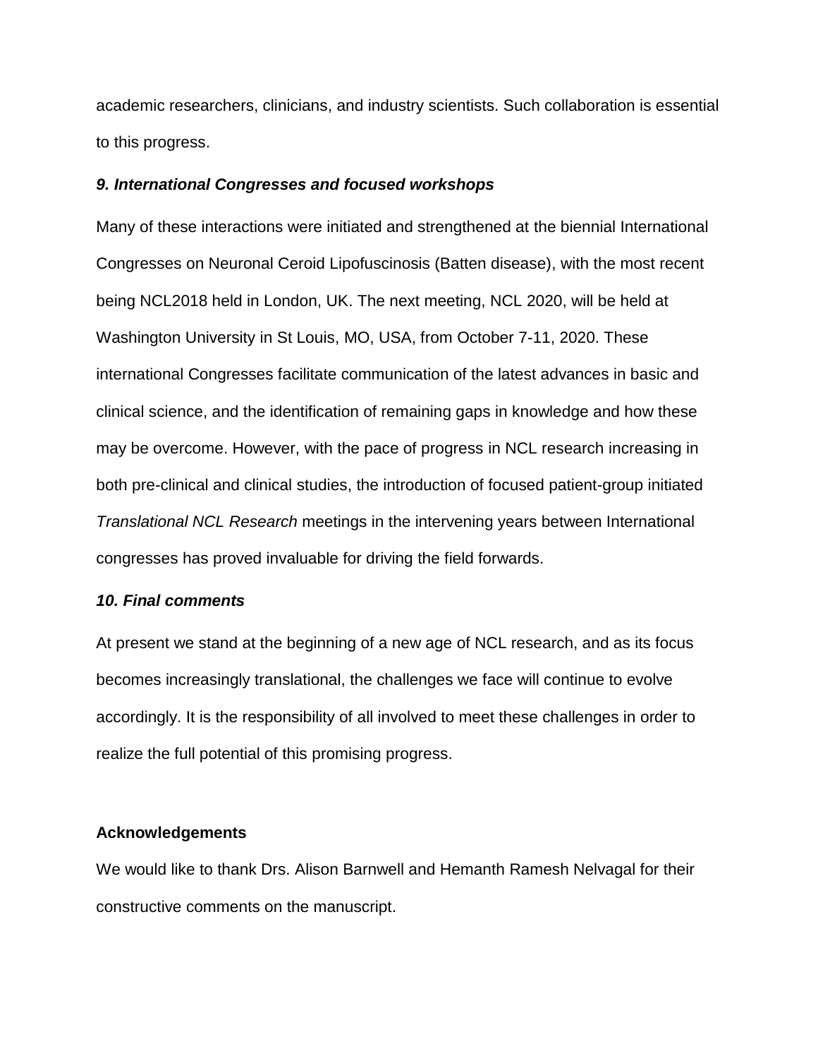academic researchers, clinicians, and industry scientists. Such collaboration is essential to this progress.

### *9. International Congresses and focused workshops*

Many of these interactions were initiated and strengthened at the biennial International Congresses on Neuronal Ceroid Lipofuscinosis (Batten disease), with the most recent being NCL2018 held in London, UK. The next meeting, NCL 2020, will be held at Washington University in St Louis, MO, USA, from October 7-11, 2020. These international Congresses facilitate communication of the latest advances in basic and clinical science, and the identification of remaining gaps in knowledge and how these may be overcome. However, with the pace of progress in NCL research increasing in both pre-clinical and clinical studies, the introduction of focused patient-group initiated *Translational NCL Research* meetings in the intervening years between International congresses has proved invaluable for driving the field forwards.

### *10. Final comments*

At present we stand at the beginning of a new age of NCL research, and as its focus becomes increasingly translational, the challenges we face will continue to evolve accordingly. It is the responsibility of all involved to meet these challenges in order to realize the full potential of this promising progress.

### Acknowledgements

We would like to thank Drs. Alison Barnwell and Hemanth Ramesh Nelvagal for their constructive comments on the manuscript.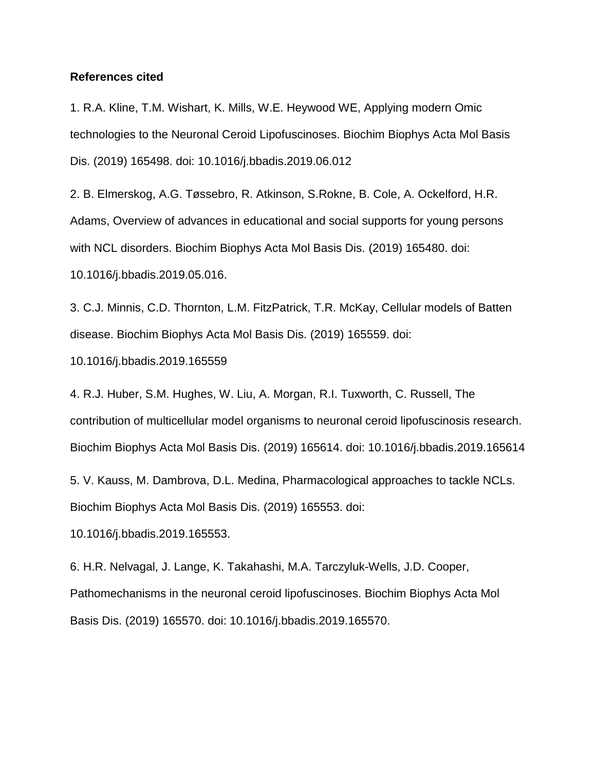**References cited**

1. R.A. Kline, T.M. Wishart, K. Mills, W.E. Heywood WE, Applying modern Omic technologies to the Neuronal Ceroid Lipofuscinoses. Biochim Biophys Acta Mol Basis Dis. (2019) 165498. doi: 10.1016/j.bbadis.2019.06.012

2. B. Elmerskog, A.G. Tøssebro, R. Atkinson, S.Rokne, B. Cole, A. Ockelford, H.R. Adams, Overview of advances in educational and social supports for young persons with NCL disorders. Biochim Biophys Acta Mol Basis Dis. (2019) 165480. doi: 10.1016/j.bbadis.2019.05.016.

3. C.J. Minnis, C.D. Thornton, L.M. FitzPatrick, T.R. McKay, Cellular models of Batten disease. Biochim Biophys Acta Mol Basis Dis. (2019) 165559. doi: 10.1016/j.bbadis.2019.165559

4. R.J. Huber, S.M. Hughes, W. Liu, A. Morgan, R.I. Tuxworth, C. Russell, The contribution of multicellular model organisms to neuronal ceroid lipofuscinosis research. Biochim Biophys Acta Mol Basis Dis. (2019) 165614. doi: 10.1016/j.bbadis.2019.165614

5. V. Kauss, M. Dambrova, D.L. Medina, Pharmacological approaches to tackle NCLs. Biochim Biophys Acta Mol Basis Dis. (2019) 165553. doi: 10.1016/j.bbadis.2019.165553.

6. H.R. Nelvagal, J. Lange, K. Takahashi, M.A. Tarczyluk-Wells, J.D. Cooper, Pathomechanisms in the neuronal ceroid lipofuscinoses. Biochim Biophys Acta Mol Basis Dis. (2019) 165570. doi: 10.1016/j.bbadis.2019.165570.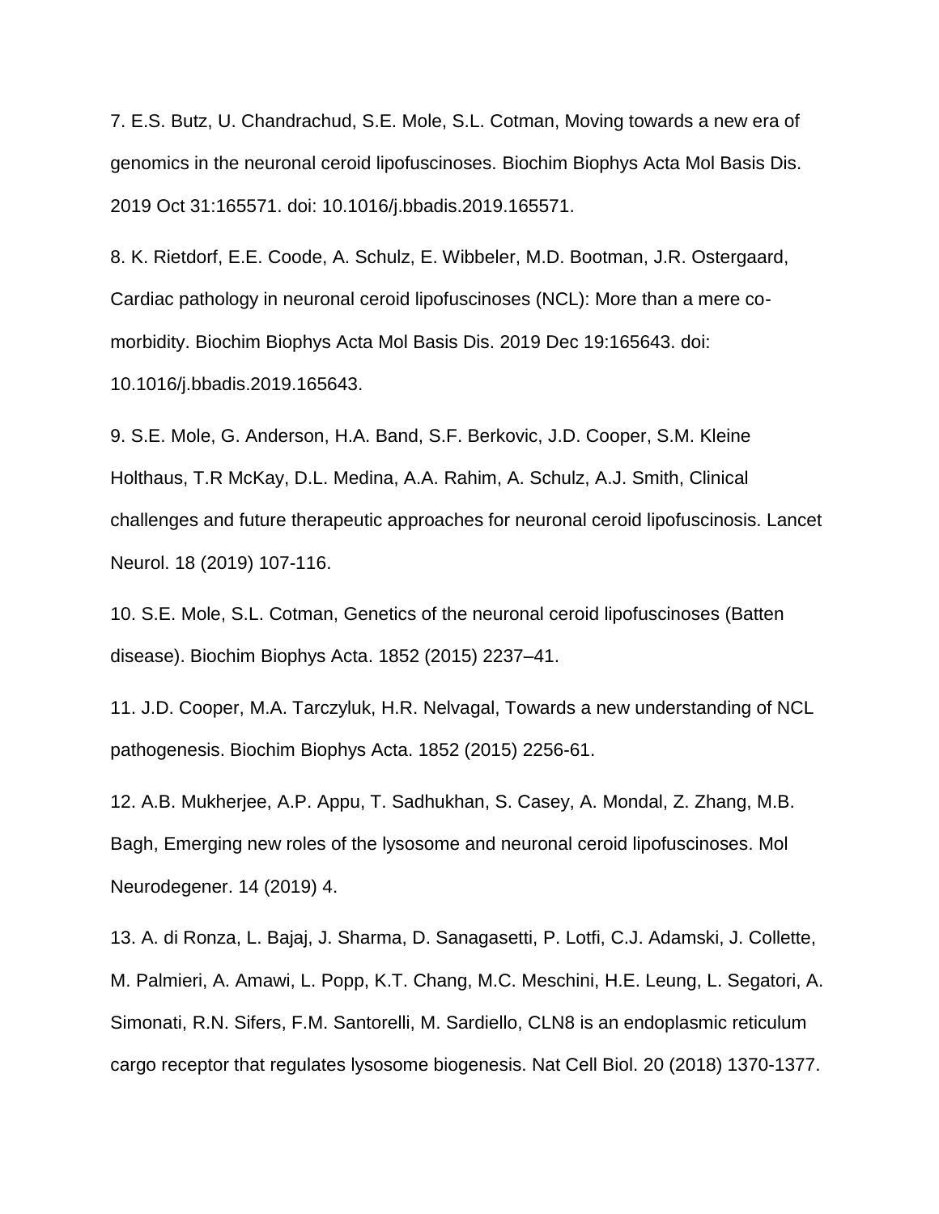7. E.S. Butz, U. Chandrachud, S.E. Mole, S.L. Cotman, Moving towards a new era of genomics in the neuronal ceroid lipofuscinoses. Biochim Biophys Acta Mol Basis Dis. 2019 Oct 31:165571. doi: 10.1016/j.bbadis.2019.165571.

8. K. Rietdorf, E.E. Coode, A. Schulz, E. Wibbeler, M.D. Bootman, J.R. Ostergaard, Cardiac pathology in neuronal ceroid lipofuscinoses (NCL): More than a mere co-morbidity. Biochim Biophys Acta Mol Basis Dis. 2019 Dec 19:165643. doi: 10.1016/j.bbadis.2019.165643.

9. S.E. Mole, G. Anderson, H.A. Band, S.F. Berkovic, J.D. Cooper, S.M. Kleine Holthaus, T.R McKay, D.L. Medina, A.A. Rahim, A. Schulz, A.J. Smith, Clinical challenges and future therapeutic approaches for neuronal ceroid lipofuscinosis. Lancet Neurol. 18 (2019) 107-116.

10. S.E. Mole, S.L. Cotman, Genetics of the neuronal ceroid lipofuscinoses (Batten disease). Biochim Biophys Acta. 1852 (2015) 2237–41.

11. J.D. Cooper, M.A. Tarczyluk, H.R. Nelvagal, Towards a new understanding of NCL pathogenesis. Biochim Biophys Acta. 1852 (2015) 2256-61.

12. A.B. Mukherjee, A.P. Appu, T. Sadhukhan, S. Casey, A. Mondal, Z. Zhang, M.B. Bagh, Emerging new roles of the lysosome and neuronal ceroid lipofuscinoses. Mol Neurodegener. 14 (2019) 4.

13. A. di Ronza, L. Bajaj, J. Sharma, D. Sanagasetti, P. Lotfi, C.J. Adamski, J. Collette, M. Palmieri, A. Amawi, L. Popp, K.T. Chang, M.C. Meschini, H.E. Leung, L. Segatori, A. Simonati, R.N. Sifers, F.M. Santorelli, M. Sardiello, CLN8 is an endoplasmic reticulum cargo receptor that regulates lysosome biogenesis. Nat Cell Biol. 20 (2018) 1370-1377.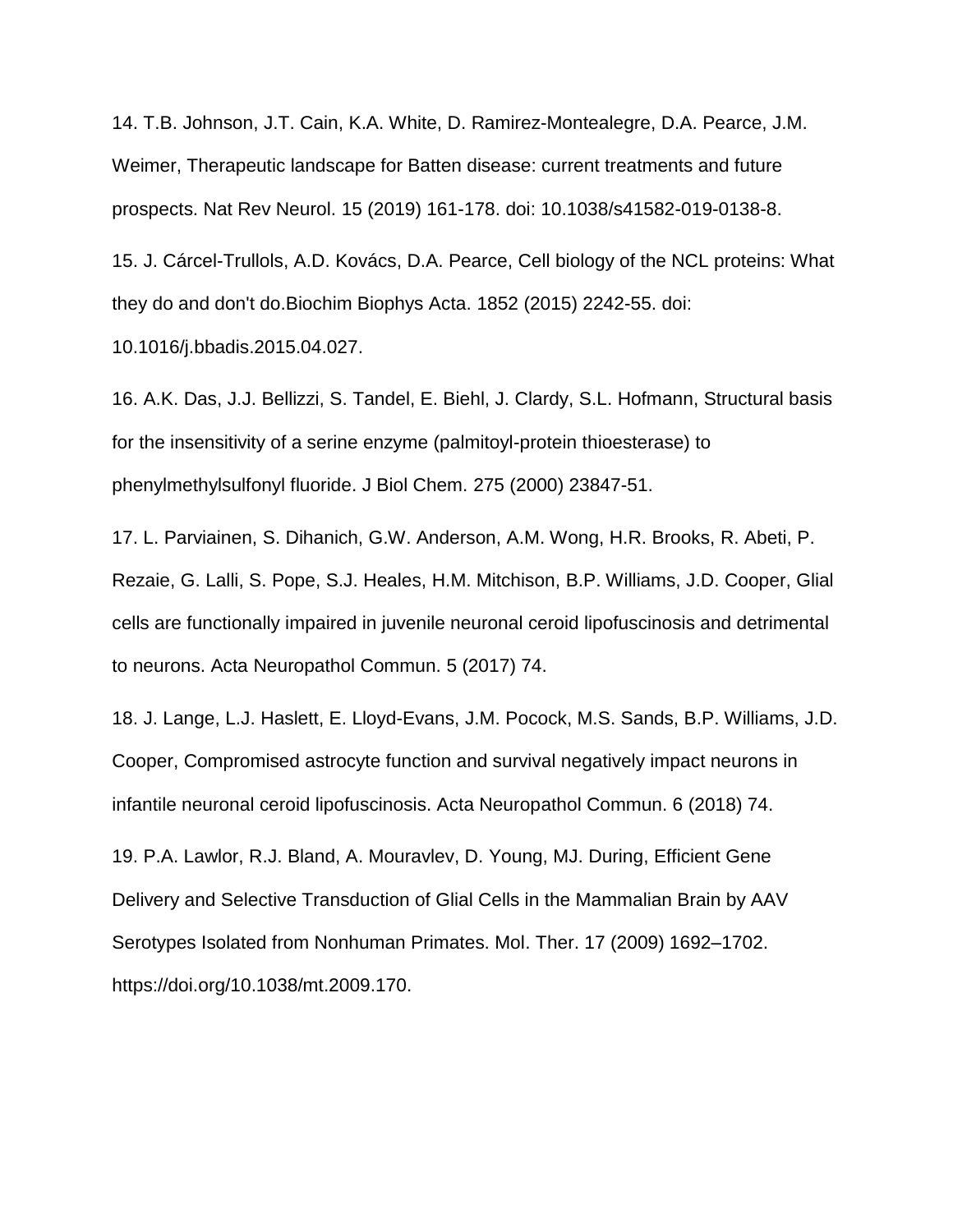14. T.B. Johnson, J.T. Cain, K.A. White, D. Ramirez-Montealegre, D.A. Pearce, J.M. Weimer, Therapeutic landscape for Batten disease: current treatments and future prospects. Nat Rev Neurol. 15 (2019) 161-178. doi: 10.1038/s41582-019-0138-8.

15. J. Cárcel-Trullols, A.D. Kovács, D.A. Pearce, Cell biology of the NCL proteins: What they do and don't do.Biochim Biophys Acta. 1852 (2015) 2242-55. doi: 10.1016/j.bbadis.2015.04.027.

16. A.K. Das, J.J. Bellizzi, S. Tandel, E. Biehl, J. Clardy, S.L. Hofmann, Structural basis for the insensitivity of a serine enzyme (palmitoyl-protein thioesterase) to phenylmethylsulfonyl fluoride. J Biol Chem. 275 (2000) 23847-51.

17. L. Parviainen, S. Dihanich, G.W. Anderson, A.M. Wong, H.R. Brooks, R. Abeti, P. Rezaie, G. Lalli, S. Pope, S.J. Heales, H.M. Mitchison, B.P. Williams, J.D. Cooper, Glial cells are functionally impaired in juvenile neuronal ceroid lipofuscinosis and detrimental to neurons. Acta Neuropathol Commun. 5 (2017) 74.

18. J. Lange, L.J. Haslett, E. Lloyd-Evans, J.M. Pocock, M.S. Sands, B.P. Williams, J.D. Cooper, Compromised astrocyte function and survival negatively impact neurons in infantile neuronal ceroid lipofuscinosis. Acta Neuropathol Commun. 6 (2018) 74.

19. P.A. Lawlor, R.J. Bland, A. Mouravlev, D. Young, MJ. During, Efficient Gene Delivery and Selective Transduction of Glial Cells in the Mammalian Brain by AAV Serotypes Isolated from Nonhuman Primates. Mol. Ther. 17 (2009) 1692–1702. https://doi.org/10.1038/mt.2009.170.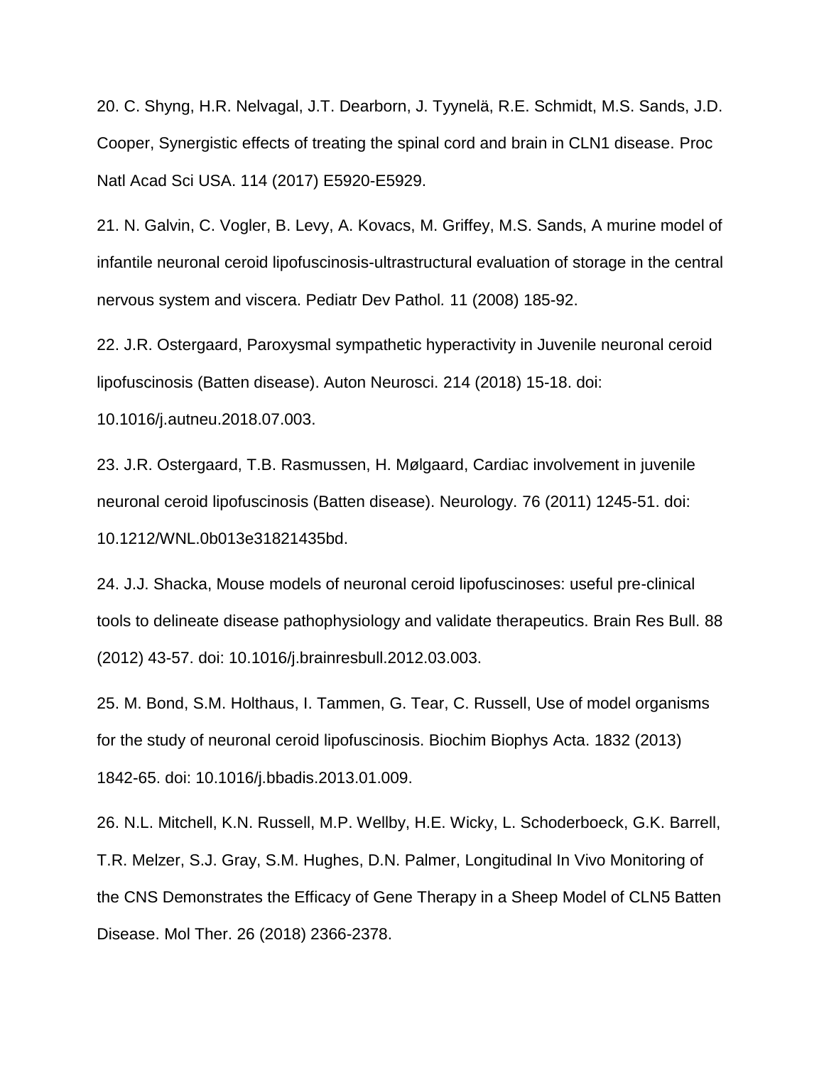20. C. Shyng, H.R. Nelvagal, J.T. Dearborn, J. Tyynelä, R.E. Schmidt, M.S. Sands, J.D. Cooper, Synergistic effects of treating the spinal cord and brain in CLN1 disease. Proc Natl Acad Sci USA. 114 (2017) E5920-E5929.

21. N. Galvin, C. Vogler, B. Levy, A. Kovacs, M. Griffey, M.S. Sands, A murine model of infantile neuronal ceroid lipofuscinosis-ultrastructural evaluation of storage in the central nervous system and viscera. Pediatr Dev Pathol. 11 (2008) 185-92.

22. J.R. Ostergaard, Paroxysmal sympathetic hyperactivity in Juvenile neuronal ceroid lipofuscinosis (Batten disease). Auton Neurosci. 214 (2018) 15-18. doi: 10.1016/j.autneu.2018.07.003.

23. J.R. Ostergaard, T.B. Rasmussen, H. Mølgaard, Cardiac involvement in juvenile neuronal ceroid lipofuscinosis (Batten disease). Neurology. 76 (2011) 1245-51. doi: 10.1212/WNL.0b013e31821435bd.

24. J.J. Shacka, Mouse models of neuronal ceroid lipofuscinoses: useful pre-clinical tools to delineate disease pathophysiology and validate therapeutics. Brain Res Bull. 88 (2012) 43-57. doi: 10.1016/j.brainresbull.2012.03.003.

25. M. Bond, S.M. Holthaus, I. Tammen, G. Tear, C. Russell, Use of model organisms for the study of neuronal ceroid lipofuscinosis. Biochim Biophys Acta. 1832 (2013) 1842-65. doi: 10.1016/j.bbadis.2013.01.009.

26. N.L. Mitchell, K.N. Russell, M.P. Wellby, H.E. Wicky, L. Schoderboeck, G.K. Barrell, T.R. Melzer, S.J. Gray, S.M. Hughes, D.N. Palmer, Longitudinal In Vivo Monitoring of the CNS Demonstrates the Efficacy of Gene Therapy in a Sheep Model of CLN5 Batten Disease. Mol Ther. 26 (2018) 2366-2378.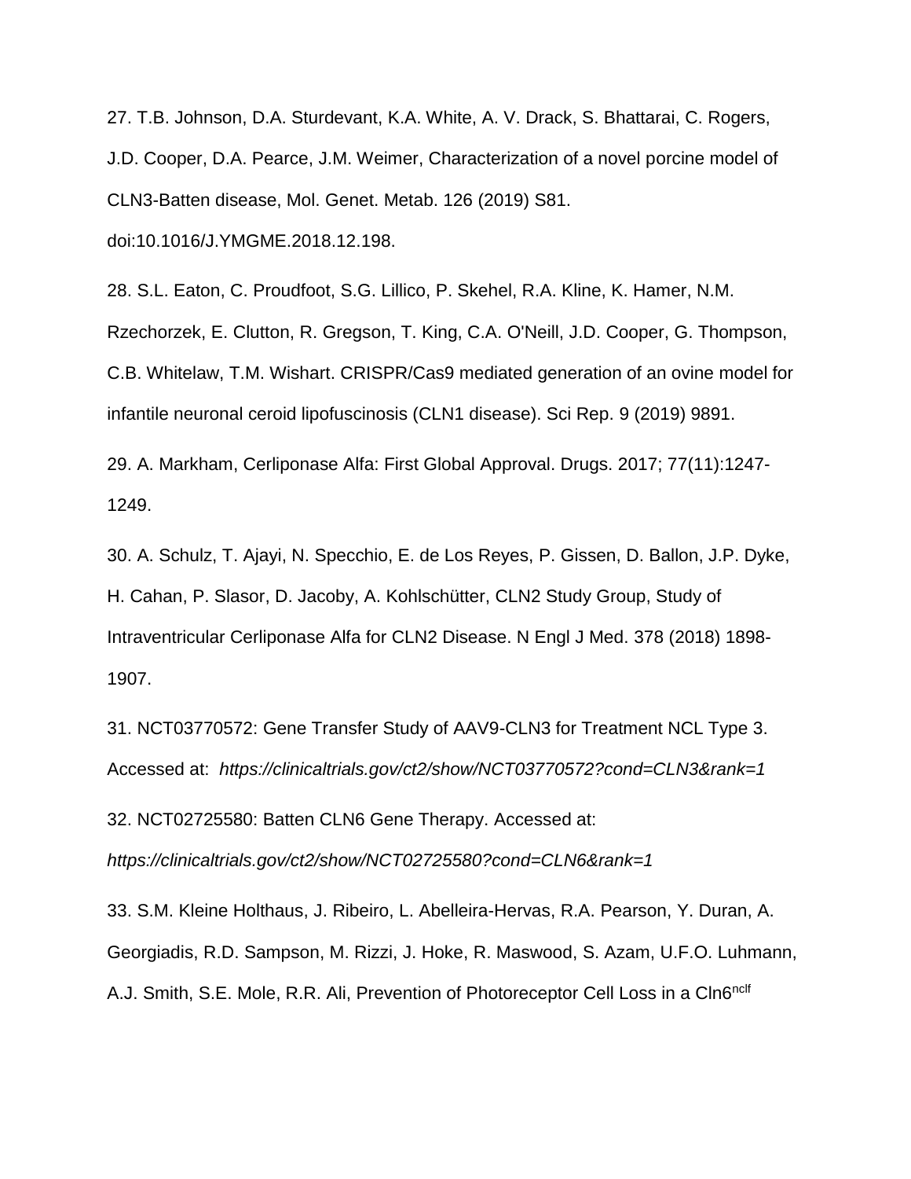27. T.B. Johnson, D.A. Sturdevant, K.A. White, A. V. Drack, S. Bhattarai, C. Rogers, J.D. Cooper, D.A. Pearce, J.M. Weimer, Characterization of a novel porcine model of CLN3-Batten disease, Mol. Genet. Metab. 126 (2019) S81. doi:10.1016/J.YMGME.2018.12.198.

28. S.L. Eaton, C. Proudfoot, S.G. Lillico, P. Skehel, R.A. Kline, K. Hamer, N.M. Rzechorzek, E. Clutton, R. Gregson, T. King, C.A. O'Neill, J.D. Cooper, G. Thompson, C.B. Whitelaw, T.M. Wishart. CRISPR/Cas9 mediated generation of an ovine model for infantile neuronal ceroid lipofuscinosis (CLN1 disease). Sci Rep. 9 (2019) 9891.

29. A. Markham, Cerliponase Alfa: First Global Approval. Drugs. 2017; 77(11):1247-1249.

30. A. Schulz, T. Ajayi, N. Specchio, E. de Los Reyes, P. Gissen, D. Ballon, J.P. Dyke, H. Cahan, P. Slasor, D. Jacoby, A. Kohlschütter, CLN2 Study Group, Study of Intraventricular Cerliponase Alfa for CLN2 Disease. N Engl J Med. 378 (2018) 1898-1907.

31. NCT03770572: Gene Transfer Study of AAV9-CLN3 for Treatment NCL Type 3. Accessed at: *https://clinicaltrials.gov/ct2/show/NCT03770572?cond=CLN3&rank=1*

32. NCT02725580: Batten CLN6 Gene Therapy. Accessed at: *https://clinicaltrials.gov/ct2/show/NCT02725580?cond=CLN6&rank=1*

33. S.M. Kleine Holthaus, J. Ribeiro, L. Abelleira-Hervas, R.A. Pearson, Y. Duran, A. Georgiadis, R.D. Sampson, M. Rizzi, J. Hoke, R. Maswood, S. Azam, U.F.O. Luhmann, A.J. Smith, S.E. Mole, R.R. Ali, Prevention of Photoreceptor Cell Loss in a Cln6$^{nclf}$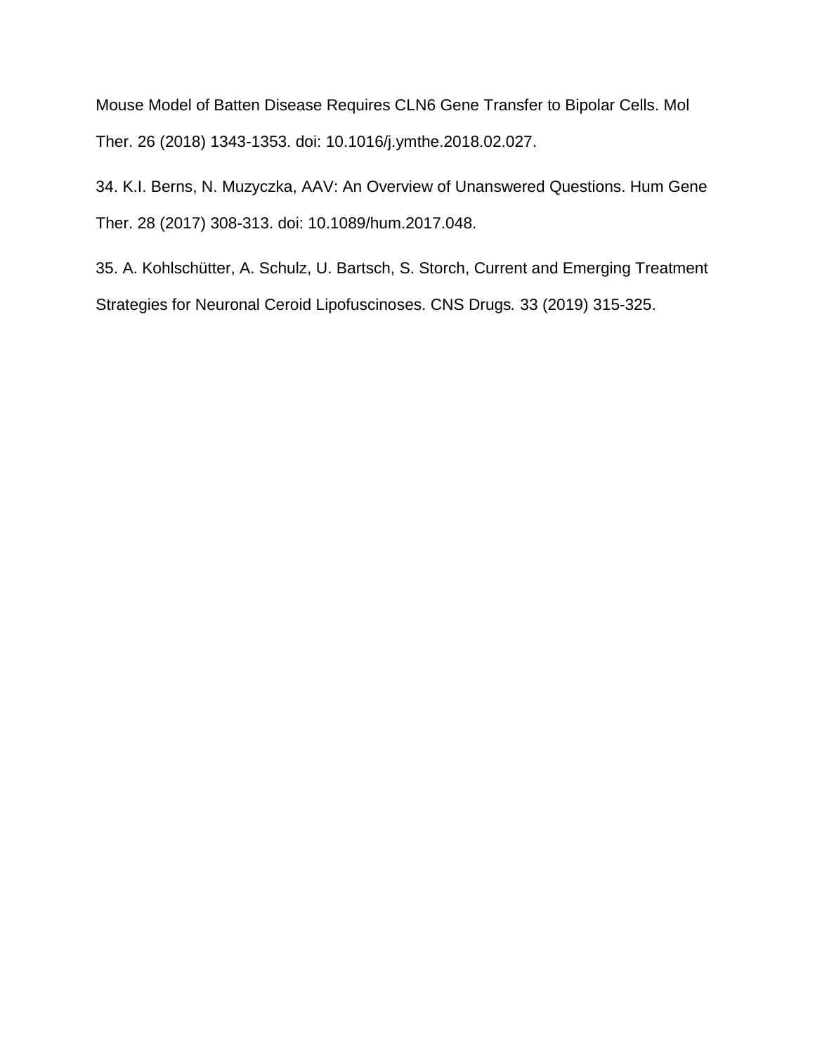Mouse Model of Batten Disease Requires CLN6 Gene Transfer to Bipolar Cells. Mol Ther. 26 (2018) 1343-1353. doi: 10.1016/j.ymthe.2018.02.027.

34. K.I. Berns, N. Muzyczka, AAV: An Overview of Unanswered Questions. Hum Gene Ther. 28 (2017) 308-313. doi: 10.1089/hum.2017.048.

35. A. Kohlschütter, A. Schulz, U. Bartsch, S. Storch, Current and Emerging Treatment Strategies for Neuronal Ceroid Lipofuscinoses. CNS Drugs. 33 (2019) 315-325.